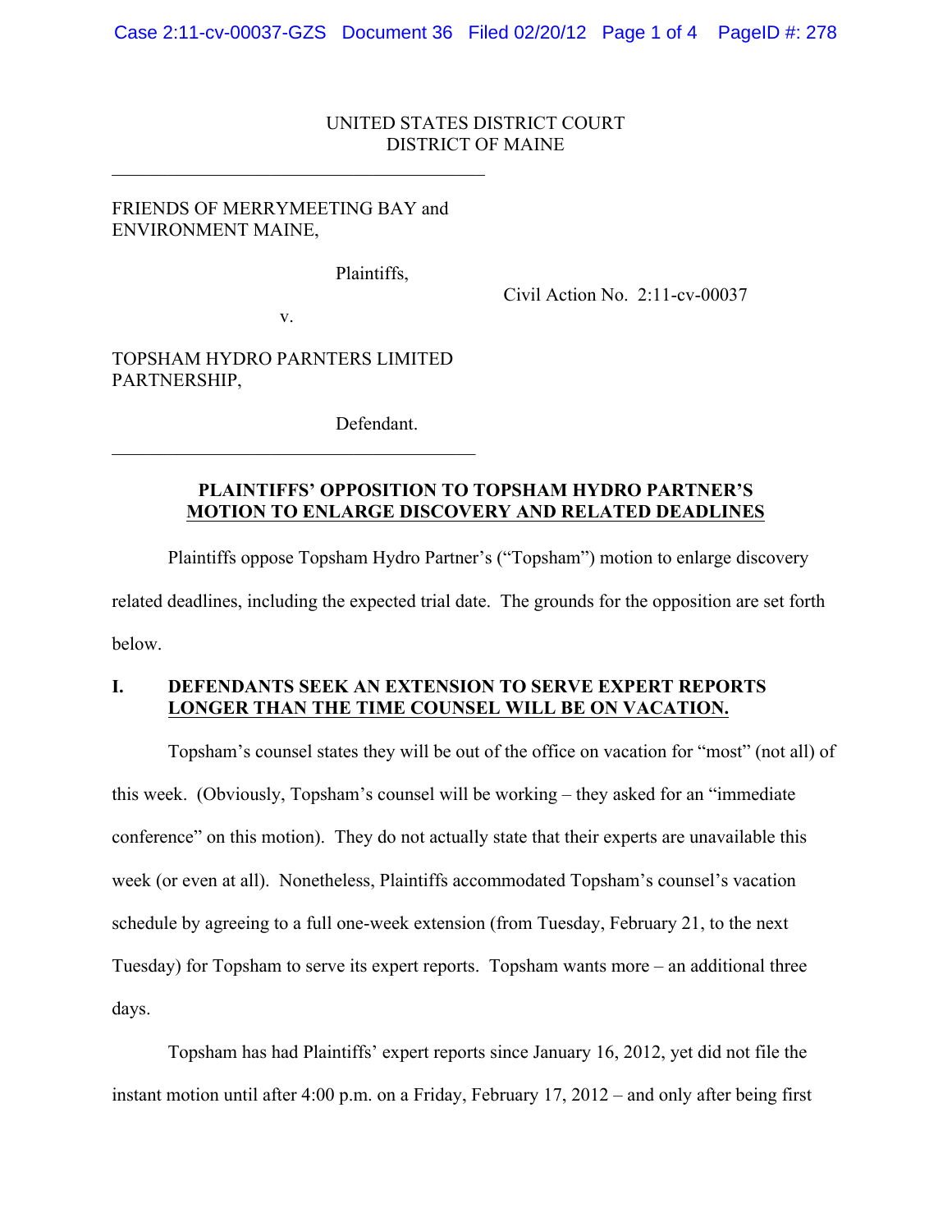UNITED STATES DISTRICT COURT
DISTRICT OF MAINE

FRIENDS OF MERRYMEETING BAY and ENVIRONMENT MAINE,

Plaintiffs,

v.

TOPSHAM HYDRO PARNTERS LIMITED PARTNERSHIP,

Defendant.

Civil Action No. 2:11-cv-00037

**PLAINTIFFS' OPPOSITION TO TOPSHAM HYDRO PARTNER'S MOTION TO ENLARGE DISCOVERY AND RELATED DEADLINES**

Plaintiffs oppose Topsham Hydro Partner's ("Topsham") motion to enlarge discovery related deadlines, including the expected trial date. The grounds for the opposition are set forth below.

## I. DEFENDANTS SEEK AN EXTENSION TO SERVE EXPERT REPORTS LONGER THAN THE TIME COUNSEL WILL BE ON VACATION.

Topsham's counsel states they will be out of the office on vacation for "most" (not all) of this week. (Obviously, Topsham's counsel will be working – they asked for an "immediate conference" on this motion). They do not actually state that their experts are unavailable this week (or even at all). Nonetheless, Plaintiffs accommodated Topsham's counsel's vacation schedule by agreeing to a full one-week extension (from Tuesday, February 21, to the next Tuesday) for Topsham to serve its expert reports. Topsham wants more – an additional three days.

Topsham has had Plaintiffs' expert reports since January 16, 2012, yet did not file the instant motion until after 4:00 p.m. on a Friday, February 17, 2012 – and only after being first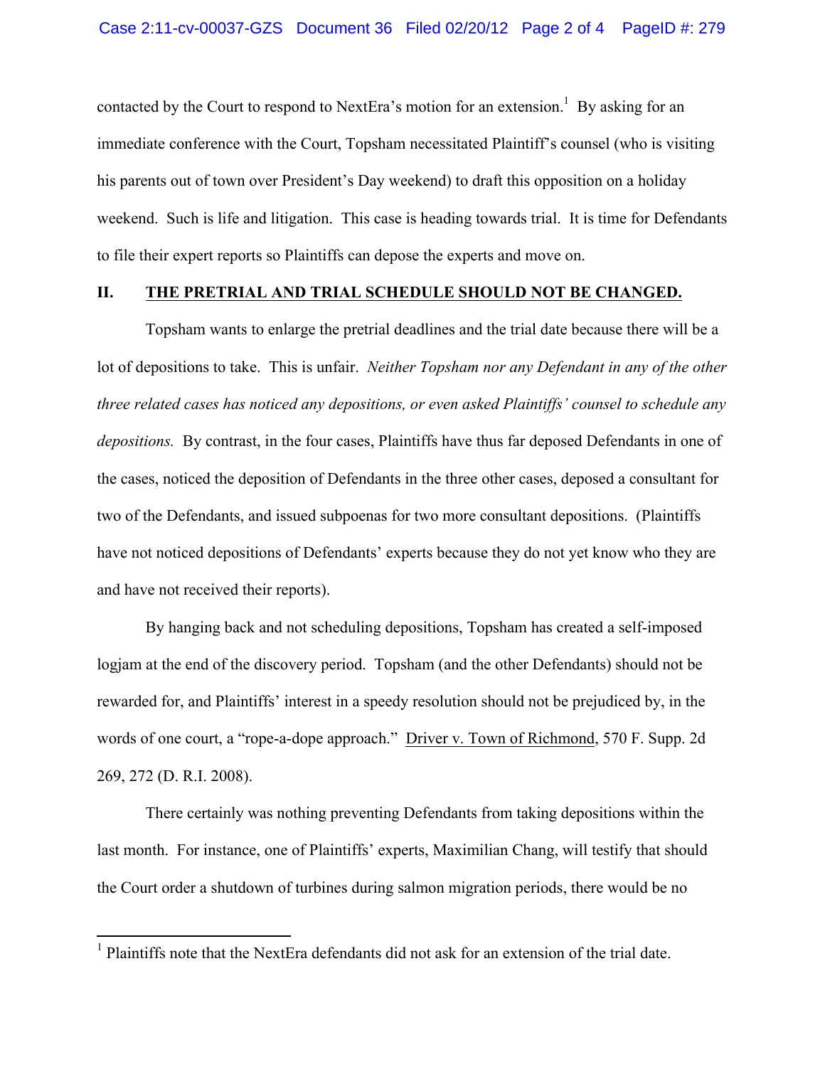contacted by the Court to respond to NextEra's motion for an extension.[1] By asking for an immediate conference with the Court, Topsham necessitated Plaintiff's counsel (who is visiting his parents out of town over President's Day weekend) to draft this opposition on a holiday weekend. Such is life and litigation. This case is heading towards trial. It is time for Defendants to file their expert reports so Plaintiffs can depose the experts and move on.

## II. THE PRETRIAL AND TRIAL SCHEDULE SHOULD NOT BE CHANGED.

Topsham wants to enlarge the pretrial deadlines and the trial date because there will be a lot of depositions to take. This is unfair. *Neither Topsham nor any Defendant in any of the other three related cases has noticed any depositions, or even asked Plaintiffs' counsel to schedule any depositions.* By contrast, in the four cases, Plaintiffs have thus far deposed Defendants in one of the cases, noticed the deposition of Defendants in the three other cases, deposed a consultant for two of the Defendants, and issued subpoenas for two more consultant depositions. (Plaintiffs have not noticed depositions of Defendants' experts because they do not yet know who they are and have not received their reports).

By hanging back and not scheduling depositions, Topsham has created a self-imposed logjam at the end of the discovery period. Topsham (and the other Defendants) should not be rewarded for, and Plaintiffs' interest in a speedy resolution should not be prejudiced by, in the words of one court, a "rope-a-dope approach." Driver v. Town of Richmond, 570 F. Supp. 2d 269, 272 (D. R.I. 2008).

There certainly was nothing preventing Defendants from taking depositions within the last month. For instance, one of Plaintiffs' experts, Maximilian Chang, will testify that should the Court order a shutdown of turbines during salmon migration periods, there would be no

[1] Plaintiffs note that the NextEra defendants did not ask for an extension of the trial date.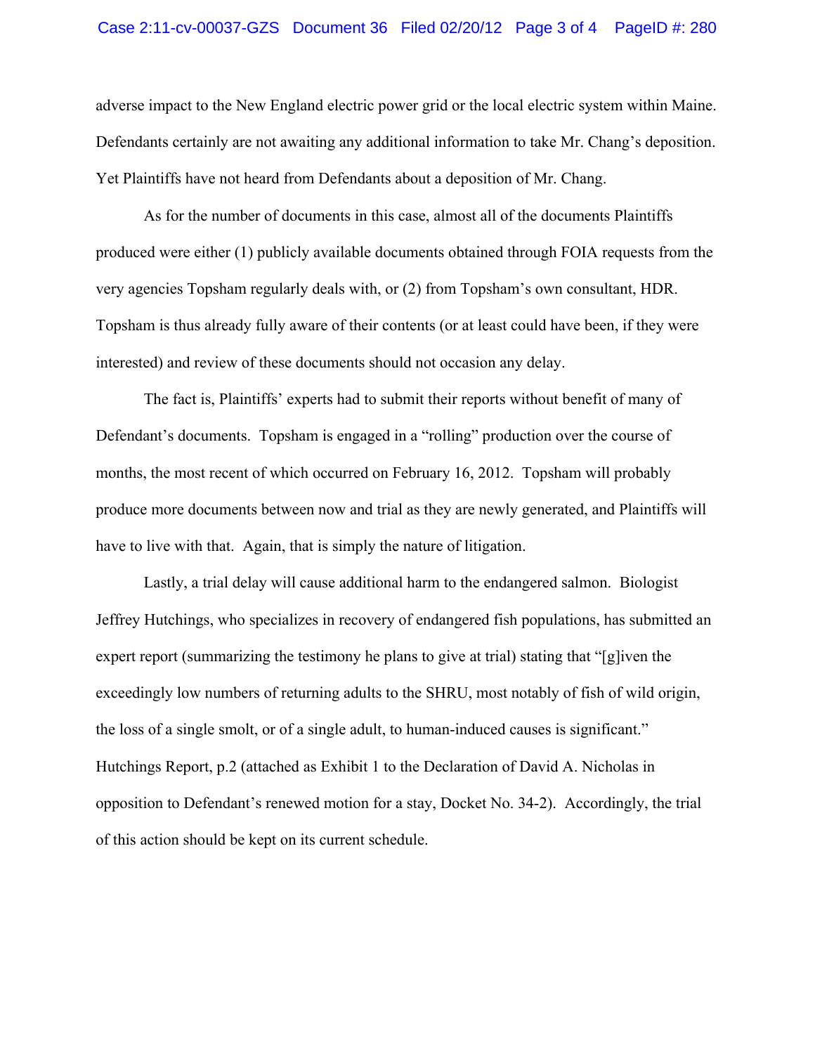adverse impact to the New England electric power grid or the local electric system within Maine. Defendants certainly are not awaiting any additional information to take Mr. Chang's deposition. Yet Plaintiffs have not heard from Defendants about a deposition of Mr. Chang.

As for the number of documents in this case, almost all of the documents Plaintiffs produced were either (1) publicly available documents obtained through FOIA requests from the very agencies Topsham regularly deals with, or (2) from Topsham's own consultant, HDR. Topsham is thus already fully aware of their contents (or at least could have been, if they were interested) and review of these documents should not occasion any delay.

The fact is, Plaintiffs' experts had to submit their reports without benefit of many of Defendant's documents. Topsham is engaged in a "rolling" production over the course of months, the most recent of which occurred on February 16, 2012. Topsham will probably produce more documents between now and trial as they are newly generated, and Plaintiffs will have to live with that. Again, that is simply the nature of litigation.

Lastly, a trial delay will cause additional harm to the endangered salmon. Biologist Jeffrey Hutchings, who specializes in recovery of endangered fish populations, has submitted an expert report (summarizing the testimony he plans to give at trial) stating that "[g]iven the exceedingly low numbers of returning adults to the SHRU, most notably of fish of wild origin, the loss of a single smolt, or of a single adult, to human-induced causes is significant." Hutchings Report, p.2 (attached as Exhibit 1 to the Declaration of David A. Nicholas in opposition to Defendant's renewed motion for a stay, Docket No. 34-2). Accordingly, the trial of this action should be kept on its current schedule.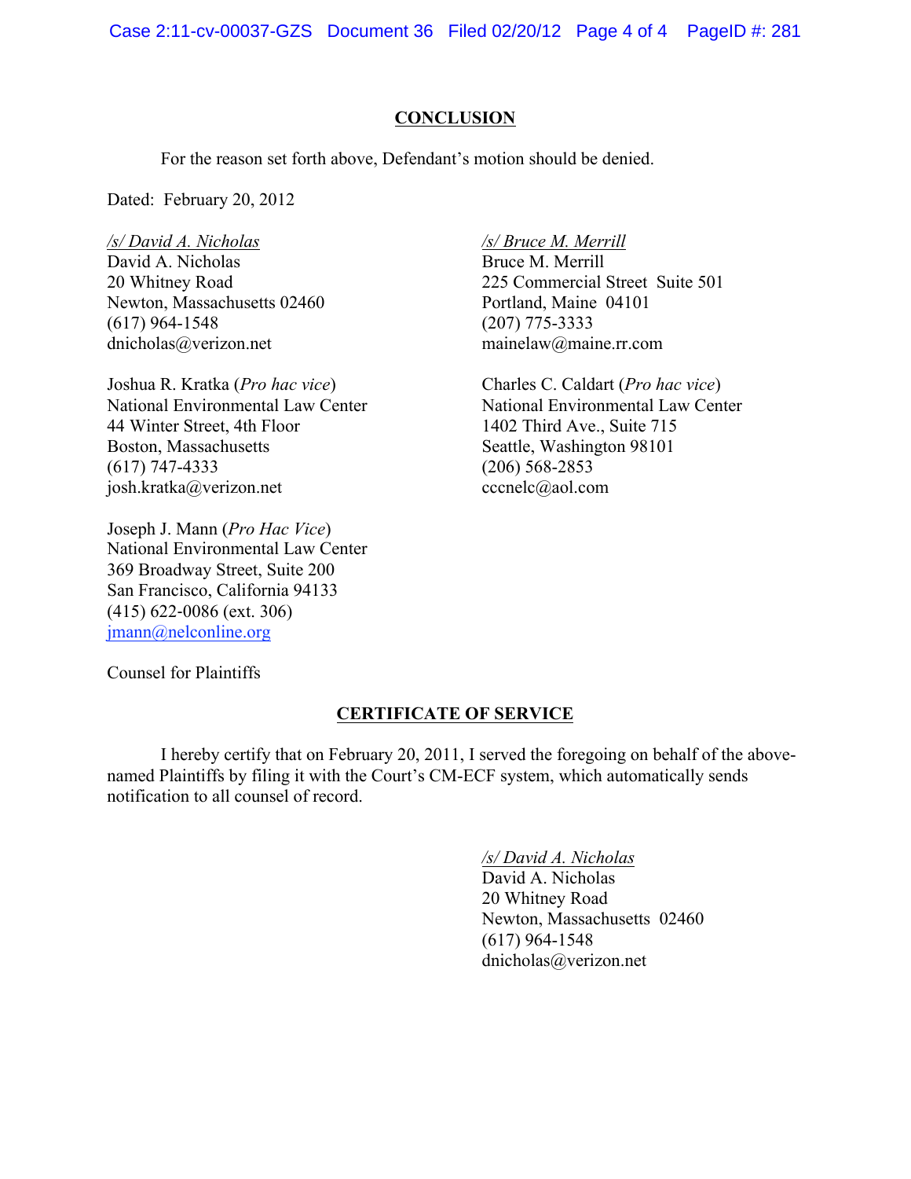## CONCLUSION

For the reason set forth above, Defendant's motion should be denied.

Dated: February 20, 2012

*/s/ David A. Nicholas*
David A. Nicholas
20 Whitney Road
Newton, Massachusetts 02460
(617) 964-1548
dnicholas@verizon.net

*/s/ Bruce M. Merrill*
Bruce M. Merrill
225 Commercial Street Suite 501
Portland, Maine 04101
(207) 775-3333
mainelaw@maine.rr.com

Joshua R. Kratka (*Pro hac vice*)
National Environmental Law Center
44 Winter Street, 4th Floor
Boston, Massachusetts
(617) 747-4333
josh.kratka@verizon.net

Charles C. Caldart (*Pro hac vice*)
National Environmental Law Center
1402 Third Ave., Suite 715
Seattle, Washington 98101
(206) 568-2853
cccnelc@aol.com

Joseph J. Mann (*Pro Hac Vice*)
National Environmental Law Center
369 Broadway Street, Suite 200
San Francisco, California 94133
(415) 622-0086 (ext. 306)
jmann@nelconline.org

Counsel for Plaintiffs

## CERTIFICATE OF SERVICE

I hereby certify that on February 20, 2011, I served the foregoing on behalf of the above-named Plaintiffs by filing it with the Court's CM-ECF system, which automatically sends notification to all counsel of record.

*/s/ David A. Nicholas*
David A. Nicholas
20 Whitney Road
Newton, Massachusetts 02460
(617) 964-1548
dnicholas@verizon.net